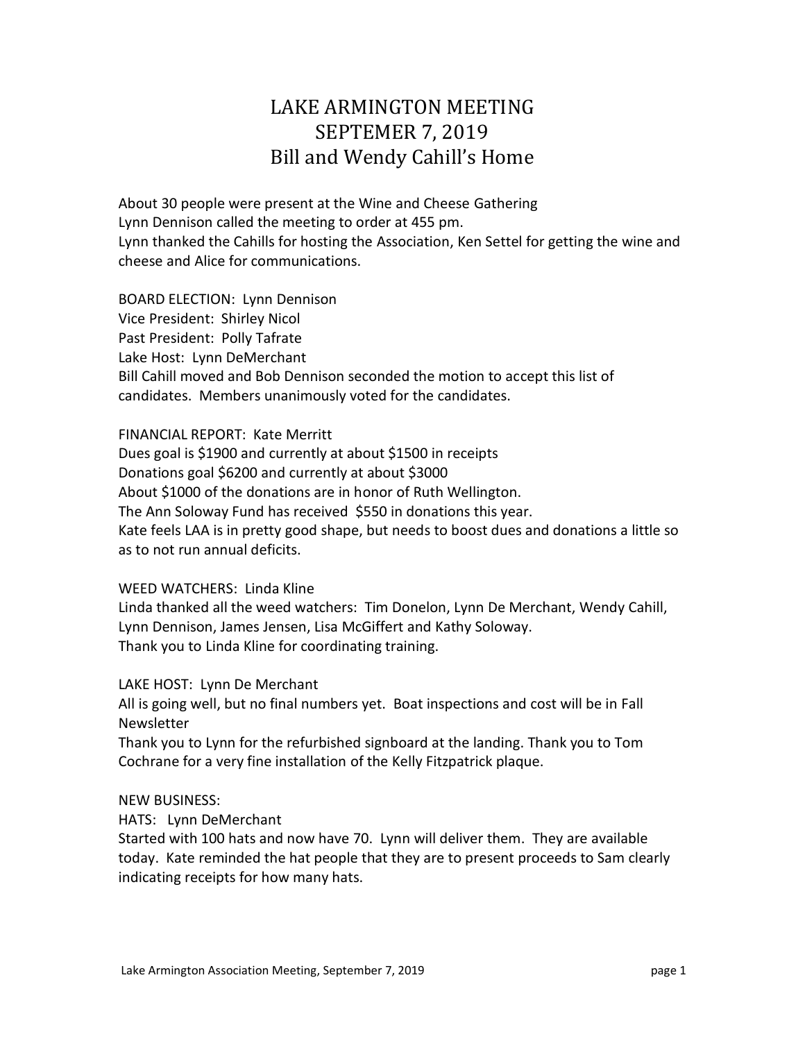# LAKE ARMINGTON MEETING
# SEPTEMER 7, 2019
# Bill and Wendy Cahill's Home

About 30 people were present at the Wine and Cheese Gathering
Lynn Dennison called the meeting to order at 455 pm.
Lynn thanked the Cahills for hosting the Association, Ken Settel for getting the wine and cheese and Alice for communications.

BOARD ELECTION: Lynn Dennison
Vice President: Shirley Nicol
Past President: Polly Tafrate
Lake Host: Lynn DeMerchant
Bill Cahill moved and Bob Dennison seconded the motion to accept this list of candidates. Members unanimously voted for the candidates.

FINANCIAL REPORT: Kate Merritt
Dues goal is $1900 and currently at about $1500 in receipts
Donations goal $6200 and currently at about $3000
About $1000 of the donations are in honor of Ruth Wellington.
The Ann Soloway Fund has received $550 in donations this year.
Kate feels LAA is in pretty good shape, but needs to boost dues and donations a little so as to not run annual deficits.

WEED WATCHERS: Linda Kline
Linda thanked all the weed watchers: Tim Donelon, Lynn De Merchant, Wendy Cahill, Lynn Dennison, James Jensen, Lisa McGiffert and Kathy Soloway.
Thank you to Linda Kline for coordinating training.

LAKE HOST: Lynn De Merchant
All is going well, but no final numbers yet. Boat inspections and cost will be in Fall Newsletter
Thank you to Lynn for the refurbished signboard at the landing. Thank you to Tom Cochrane for a very fine installation of the Kelly Fitzpatrick plaque.

NEW BUSINESS:
HATS: Lynn DeMerchant
Started with 100 hats and now have 70. Lynn will deliver them. They are available today. Kate reminded the hat people that they are to present proceeds to Sam clearly indicating receipts for how many hats.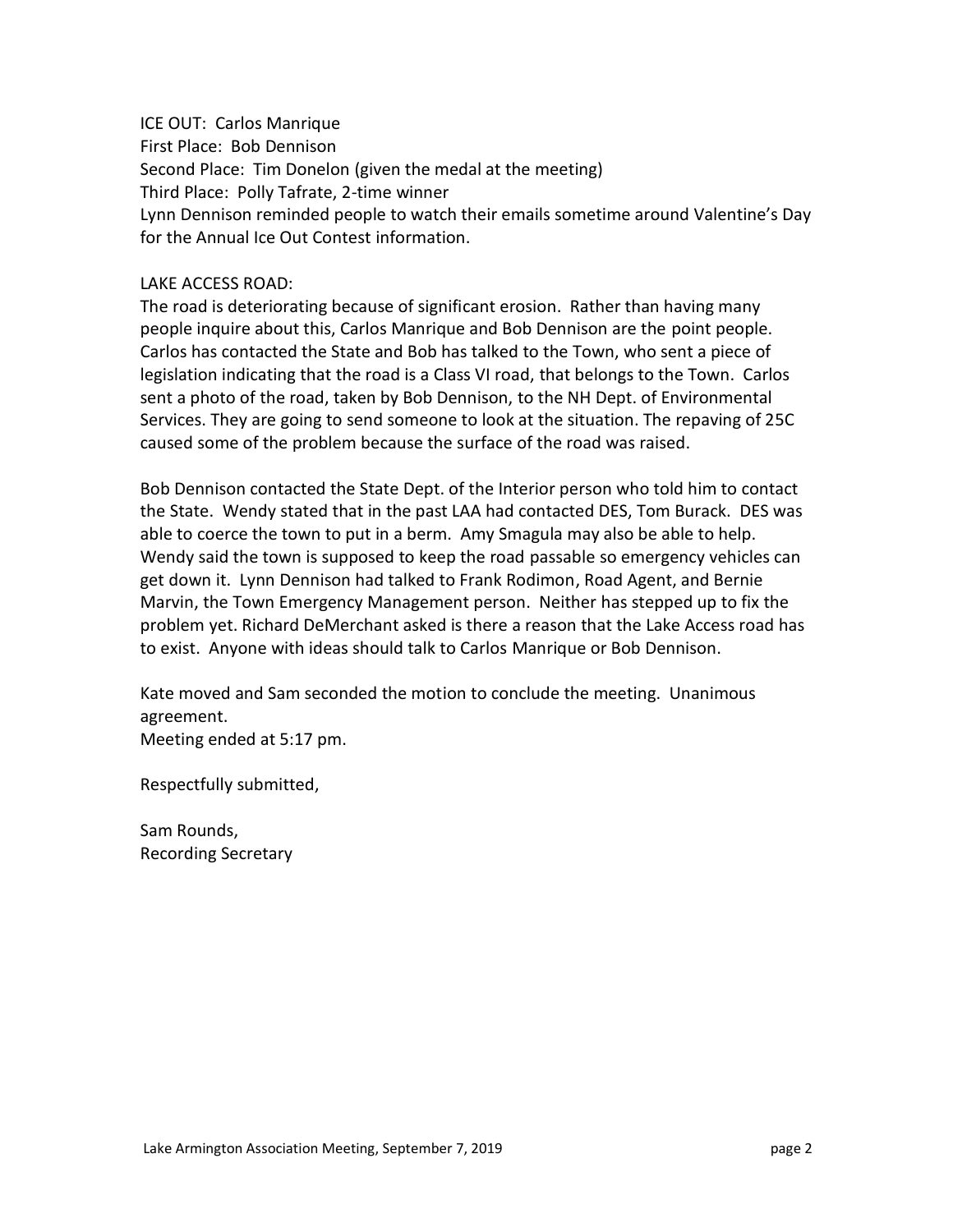ICE OUT: Carlos Manrique
First Place: Bob Dennison
Second Place: Tim Donelon (given the medal at the meeting)
Third Place: Polly Tafrate, 2-time winner
Lynn Dennison reminded people to watch their emails sometime around Valentine's Day for the Annual Ice Out Contest information.

LAKE ACCESS ROAD:
The road is deteriorating because of significant erosion. Rather than having many people inquire about this, Carlos Manrique and Bob Dennison are the point people. Carlos has contacted the State and Bob has talked to the Town, who sent a piece of legislation indicating that the road is a Class VI road, that belongs to the Town. Carlos sent a photo of the road, taken by Bob Dennison, to the NH Dept. of Environmental Services. They are going to send someone to look at the situation. The repaving of 25C caused some of the problem because the surface of the road was raised.

Bob Dennison contacted the State Dept. of the Interior person who told him to contact the State. Wendy stated that in the past LAA had contacted DES, Tom Burack. DES was able to coerce the town to put in a berm. Amy Smagula may also be able to help. Wendy said the town is supposed to keep the road passable so emergency vehicles can get down it. Lynn Dennison had talked to Frank Rodimon, Road Agent, and Bernie Marvin, the Town Emergency Management person. Neither has stepped up to fix the problem yet. Richard DeMerchant asked is there a reason that the Lake Access road has to exist. Anyone with ideas should talk to Carlos Manrique or Bob Dennison.

Kate moved and Sam seconded the motion to conclude the meeting. Unanimous agreement.
Meeting ended at 5:17 pm.

Respectfully submitted,

Sam Rounds,
Recording Secretary